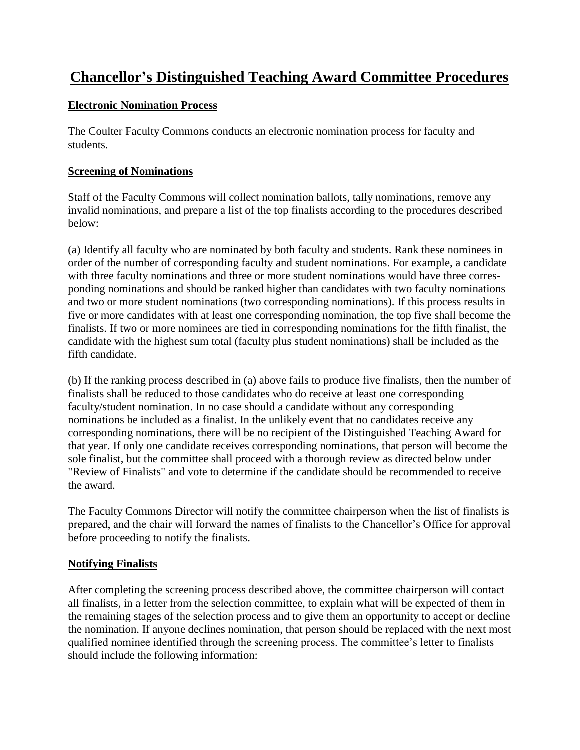# Chancellor's Distinguished Teaching Award Committee Procedures

## Electronic Nomination Process

The Coulter Faculty Commons conducts an electronic nomination process for faculty and students.

## Screening of Nominations

Staff of the Faculty Commons will collect nomination ballots, tally nominations, remove any invalid nominations, and prepare a list of the top finalists according to the procedures described below:

(a) Identify all faculty who are nominated by both faculty and students. Rank these nominees in order of the number of corresponding faculty and student nominations. For example, a candidate with three faculty nominations and three or more student nominations would have three corresponding nominations and should be ranked higher than candidates with two faculty nominations and two or more student nominations (two corresponding nominations). If this process results in five or more candidates with at least one corresponding nomination, the top five shall become the finalists. If two or more nominees are tied in corresponding nominations for the fifth finalist, the candidate with the highest sum total (faculty plus student nominations) shall be included as the fifth candidate.

(b) If the ranking process described in (a) above fails to produce five finalists, then the number of finalists shall be reduced to those candidates who do receive at least one corresponding faculty/student nomination. In no case should a candidate without any corresponding nominations be included as a finalist. In the unlikely event that no candidates receive any corresponding nominations, there will be no recipient of the Distinguished Teaching Award for that year. If only one candidate receives corresponding nominations, that person will become the sole finalist, but the committee shall proceed with a thorough review as directed below under "Review of Finalists" and vote to determine if the candidate should be recommended to receive the award.

The Faculty Commons Director will notify the committee chairperson when the list of finalists is prepared, and the chair will forward the names of finalists to the Chancellor's Office for approval before proceeding to notify the finalists.

## Notifying Finalists

After completing the screening process described above, the committee chairperson will contact all finalists, in a letter from the selection committee, to explain what will be expected of them in the remaining stages of the selection process and to give them an opportunity to accept or decline the nomination. If anyone declines nomination, that person should be replaced with the next most qualified nominee identified through the screening process. The committee's letter to finalists should include the following information: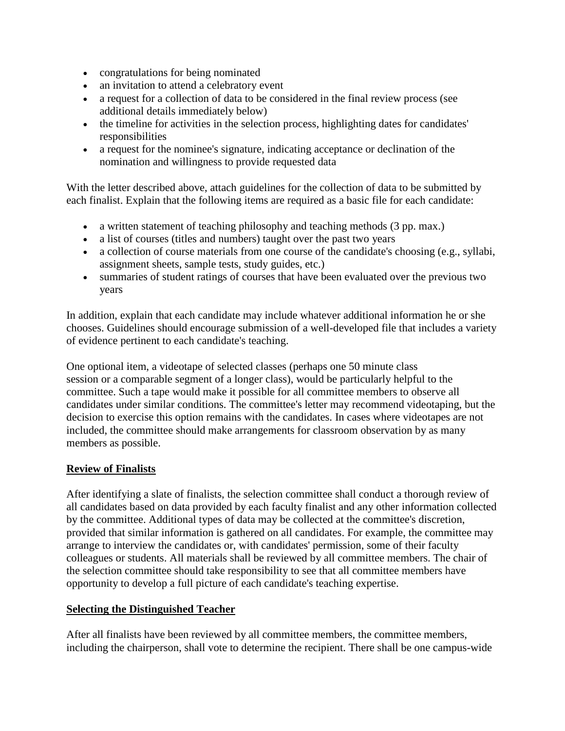- congratulations for being nominated
- an invitation to attend a celebratory event
- a request for a collection of data to be considered in the final review process (see additional details immediately below)
- the timeline for activities in the selection process, highlighting dates for candidates' responsibilities
- a request for the nominee's signature, indicating acceptance or declination of the nomination and willingness to provide requested data

With the letter described above, attach guidelines for the collection of data to be submitted by each finalist. Explain that the following items are required as a basic file for each candidate:

- a written statement of teaching philosophy and teaching methods (3 pp. max.)
- a list of courses (titles and numbers) taught over the past two years
- a collection of course materials from one course of the candidate's choosing (e.g., syllabi, assignment sheets, sample tests, study guides, etc.)
- summaries of student ratings of courses that have been evaluated over the previous two years

In addition, explain that each candidate may include whatever additional information he or she chooses. Guidelines should encourage submission of a well-developed file that includes a variety of evidence pertinent to each candidate's teaching.

One optional item, a videotape of selected classes (perhaps one 50 minute class session or a comparable segment of a longer class), would be particularly helpful to the committee. Such a tape would make it possible for all committee members to observe all candidates under similar conditions. The committee's letter may recommend videotaping, but the decision to exercise this option remains with the candidates. In cases where videotapes are not included, the committee should make arrangements for classroom observation by as many members as possible.

## Review of Finalists

After identifying a slate of finalists, the selection committee shall conduct a thorough review of all candidates based on data provided by each faculty finalist and any other information collected by the committee. Additional types of data may be collected at the committee's discretion, provided that similar information is gathered on all candidates. For example, the committee may arrange to interview the candidates or, with candidates' permission, some of their faculty colleagues or students. All materials shall be reviewed by all committee members. The chair of the selection committee should take responsibility to see that all committee members have opportunity to develop a full picture of each candidate's teaching expertise.

## Selecting the Distinguished Teacher

After all finalists have been reviewed by all committee members, the committee members, including the chairperson, shall vote to determine the recipient. There shall be one campus-wide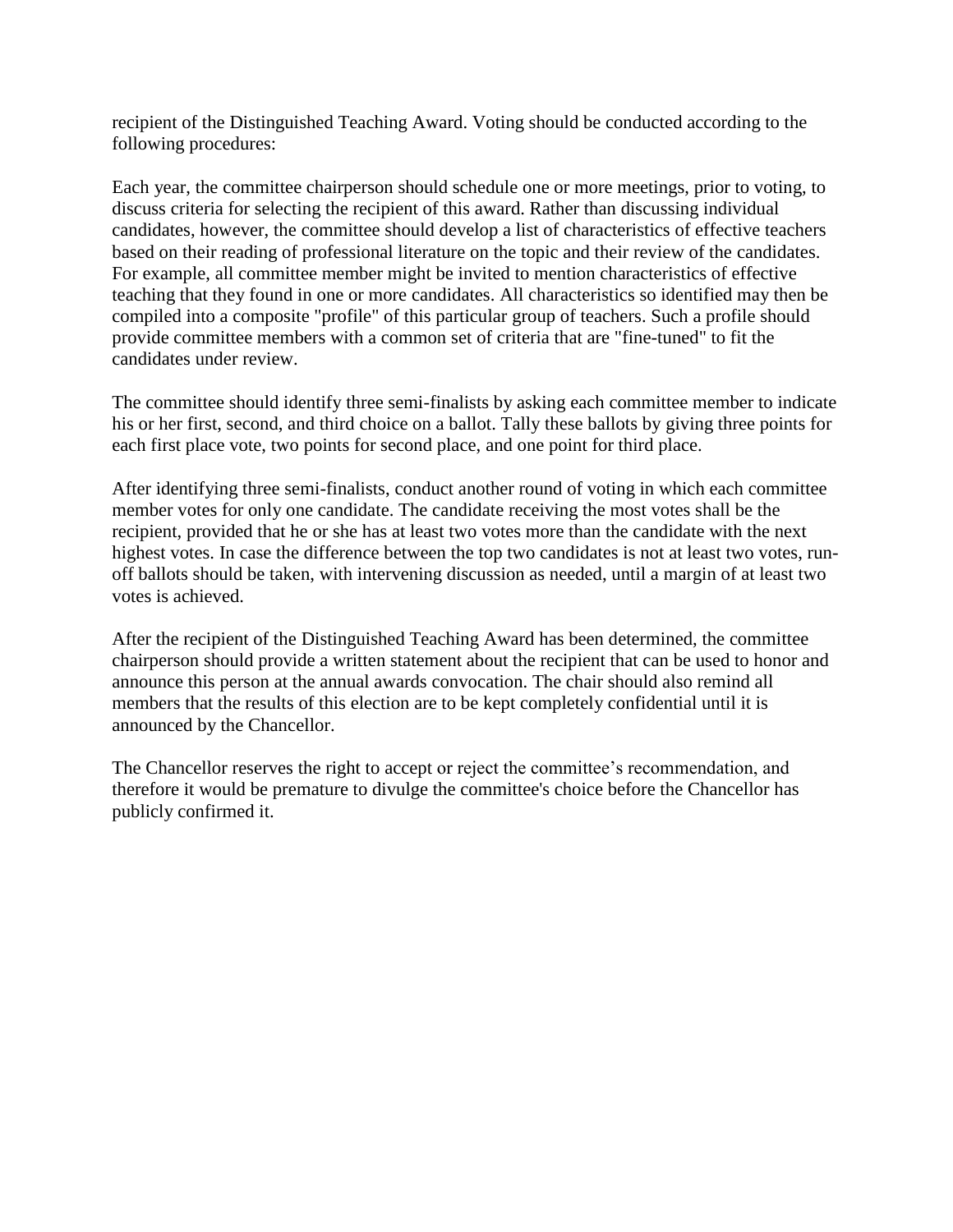recipient of the Distinguished Teaching Award. Voting should be conducted according to the following procedures:

Each year, the committee chairperson should schedule one or more meetings, prior to voting, to discuss criteria for selecting the recipient of this award. Rather than discussing individual candidates, however, the committee should develop a list of characteristics of effective teachers based on their reading of professional literature on the topic and their review of the candidates. For example, all committee member might be invited to mention characteristics of effective teaching that they found in one or more candidates. All characteristics so identified may then be compiled into a composite "profile" of this particular group of teachers. Such a profile should provide committee members with a common set of criteria that are "fine-tuned" to fit the candidates under review.

The committee should identify three semi-finalists by asking each committee member to indicate his or her first, second, and third choice on a ballot. Tally these ballots by giving three points for each first place vote, two points for second place, and one point for third place.

After identifying three semi-finalists, conduct another round of voting in which each committee member votes for only one candidate. The candidate receiving the most votes shall be the recipient, provided that he or she has at least two votes more than the candidate with the next highest votes. In case the difference between the top two candidates is not at least two votes, run-off ballots should be taken, with intervening discussion as needed, until a margin of at least two votes is achieved.

After the recipient of the Distinguished Teaching Award has been determined, the committee chairperson should provide a written statement about the recipient that can be used to honor and announce this person at the annual awards convocation. The chair should also remind all members that the results of this election are to be kept completely confidential until it is announced by the Chancellor.

The Chancellor reserves the right to accept or reject the committee’s recommendation, and therefore it would be premature to divulge the committee's choice before the Chancellor has publicly confirmed it.